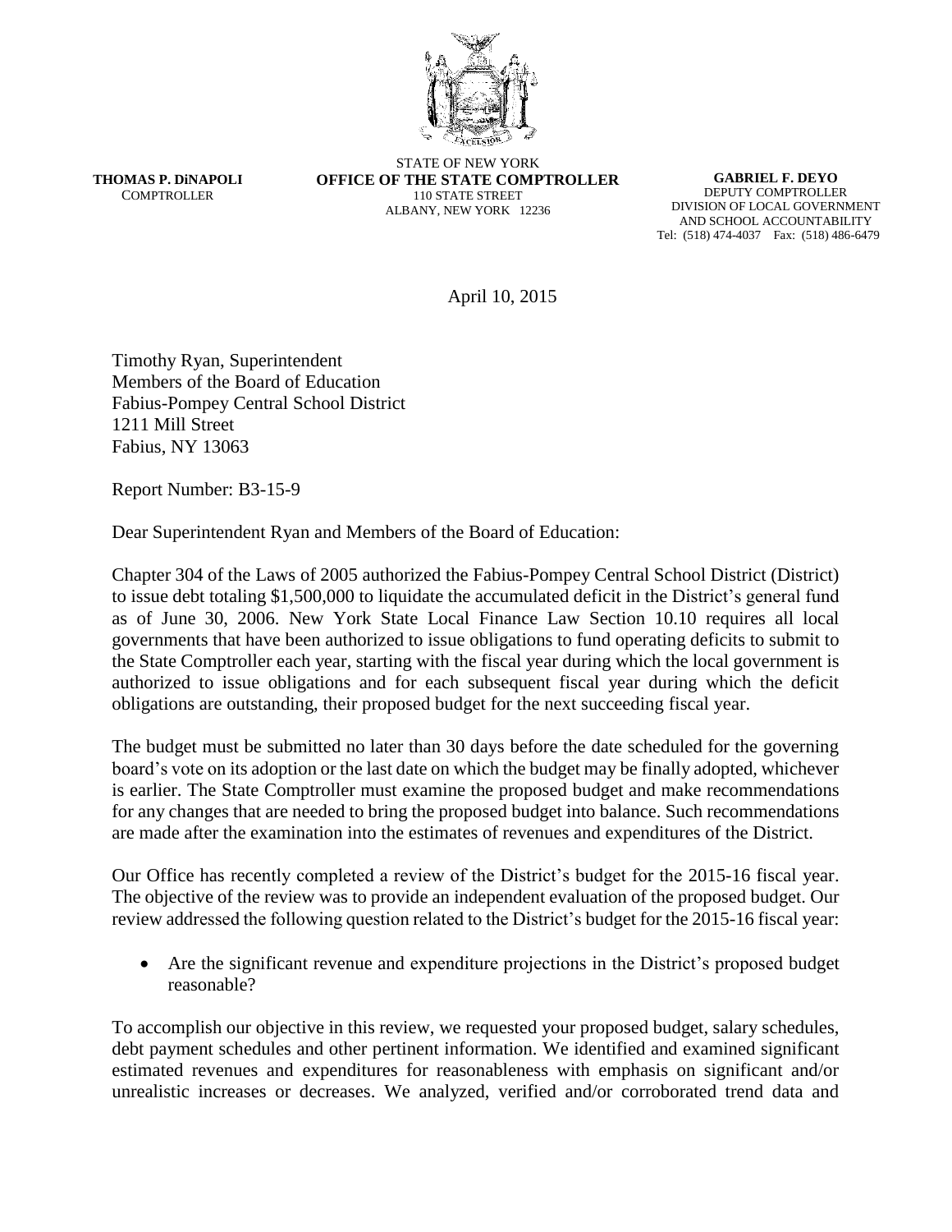**THOMAS P. DiNAPOLI**
COMPTROLLER

STATE OF NEW YORK
**OFFICE OF THE STATE COMPTROLLER**
110 STATE STREET
ALBANY, NEW YORK 12236

**GABRIEL F. DEYO**
DEPUTY COMPTROLLER
DIVISION OF LOCAL GOVERNMENT
AND SCHOOL ACCOUNTABILITY
Tel: (518) 474-4037 Fax: (518) 486-6479

April 10, 2015

Timothy Ryan, Superintendent
Members of the Board of Education
Fabius-Pompey Central School District
1211 Mill Street
Fabius, NY 13063

Report Number: B3-15-9

Dear Superintendent Ryan and Members of the Board of Education:

Chapter 304 of the Laws of 2005 authorized the Fabius-Pompey Central School District (District) to issue debt totaling $1,500,000 to liquidate the accumulated deficit in the District's general fund as of June 30, 2006. New York State Local Finance Law Section 10.10 requires all local governments that have been authorized to issue obligations to fund operating deficits to submit to the State Comptroller each year, starting with the fiscal year during which the local government is authorized to issue obligations and for each subsequent fiscal year during which the deficit obligations are outstanding, their proposed budget for the next succeeding fiscal year.

The budget must be submitted no later than 30 days before the date scheduled for the governing board's vote on its adoption or the last date on which the budget may be finally adopted, whichever is earlier. The State Comptroller must examine the proposed budget and make recommendations for any changes that are needed to bring the proposed budget into balance. Such recommendations are made after the examination into the estimates of revenues and expenditures of the District.

Our Office has recently completed a review of the District's budget for the 2015-16 fiscal year. The objective of the review was to provide an independent evaluation of the proposed budget. Our review addressed the following question related to the District's budget for the 2015-16 fiscal year:

- Are the significant revenue and expenditure projections in the District's proposed budget reasonable?

To accomplish our objective in this review, we requested your proposed budget, salary schedules, debt payment schedules and other pertinent information. We identified and examined significant estimated revenues and expenditures for reasonableness with emphasis on significant and/or unrealistic increases or decreases. We analyzed, verified and/or corroborated trend data and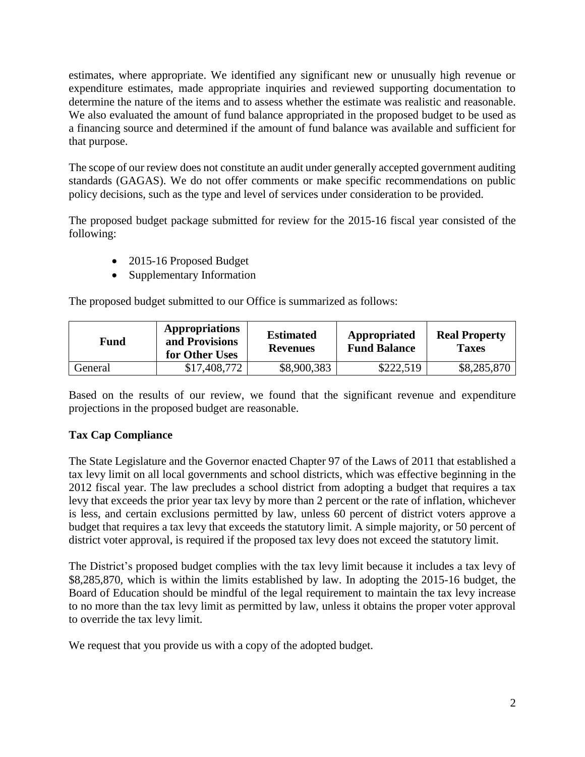estimates, where appropriate. We identified any significant new or unusually high revenue or expenditure estimates, made appropriate inquiries and reviewed supporting documentation to determine the nature of the items and to assess whether the estimate was realistic and reasonable. We also evaluated the amount of fund balance appropriated in the proposed budget to be used as a financing source and determined if the amount of fund balance was available and sufficient for that purpose.

The scope of our review does not constitute an audit under generally accepted government auditing standards (GAGAS). We do not offer comments or make specific recommendations on public policy decisions, such as the type and level of services under consideration to be provided.

The proposed budget package submitted for review for the 2015-16 fiscal year consisted of the following:

- 2015-16 Proposed Budget
- Supplementary Information

The proposed budget submitted to our Office is summarized as follows:

| Fund | Appropriations and Provisions for Other Uses | Estimated Revenues | Appropriated Fund Balance | Real Property Taxes |
|---|---|---|---|---|
| General | \$17,408,772 | \$8,900,383 | \$222,519 | \$8,285,870 |

Based on the results of our review, we found that the significant revenue and expenditure projections in the proposed budget are reasonable.

**Tax Cap Compliance**

The State Legislature and the Governor enacted Chapter 97 of the Laws of 2011 that established a tax levy limit on all local governments and school districts, which was effective beginning in the 2012 fiscal year. The law precludes a school district from adopting a budget that requires a tax levy that exceeds the prior year tax levy by more than 2 percent or the rate of inflation, whichever is less, and certain exclusions permitted by law, unless 60 percent of district voters approve a budget that requires a tax levy that exceeds the statutory limit. A simple majority, or 50 percent of district voter approval, is required if the proposed tax levy does not exceed the statutory limit.

The District's proposed budget complies with the tax levy limit because it includes a tax levy of \$8,285,870, which is within the limits established by law. In adopting the 2015-16 budget, the Board of Education should be mindful of the legal requirement to maintain the tax levy increase to no more than the tax levy limit as permitted by law, unless it obtains the proper voter approval to override the tax levy limit.

We request that you provide us with a copy of the adopted budget.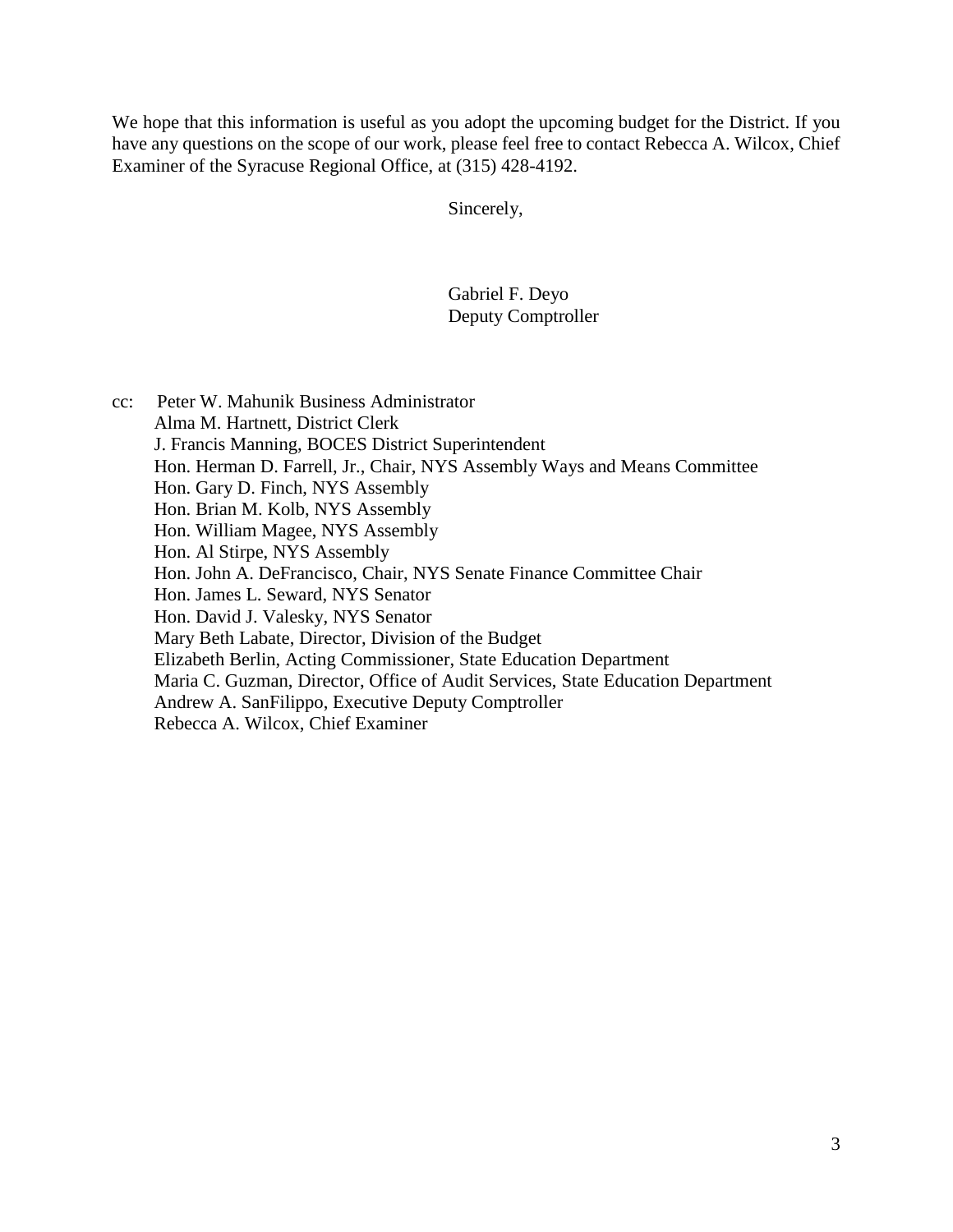We hope that this information is useful as you adopt the upcoming budget for the District. If you have any questions on the scope of our work, please feel free to contact Rebecca A. Wilcox, Chief Examiner of the Syracuse Regional Office, at (315) 428-4192.

Sincerely,

Gabriel F. Deyo
Deputy Comptroller

cc: Peter W. Mahunik Business Administrator
Alma M. Hartnett, District Clerk
J. Francis Manning, BOCES District Superintendent
Hon. Herman D. Farrell, Jr., Chair, NYS Assembly Ways and Means Committee
Hon. Gary D. Finch, NYS Assembly
Hon. Brian M. Kolb, NYS Assembly
Hon. William Magee, NYS Assembly
Hon. Al Stirpe, NYS Assembly
Hon. John A. DeFrancisco, Chair, NYS Senate Finance Committee Chair
Hon. James L. Seward, NYS Senator
Hon. David J. Valesky, NYS Senator
Mary Beth Labate, Director, Division of the Budget
Elizabeth Berlin, Acting Commissioner, State Education Department
Maria C. Guzman, Director, Office of Audit Services, State Education Department
Andrew A. SanFilippo, Executive Deputy Comptroller
Rebecca A. Wilcox, Chief Examiner